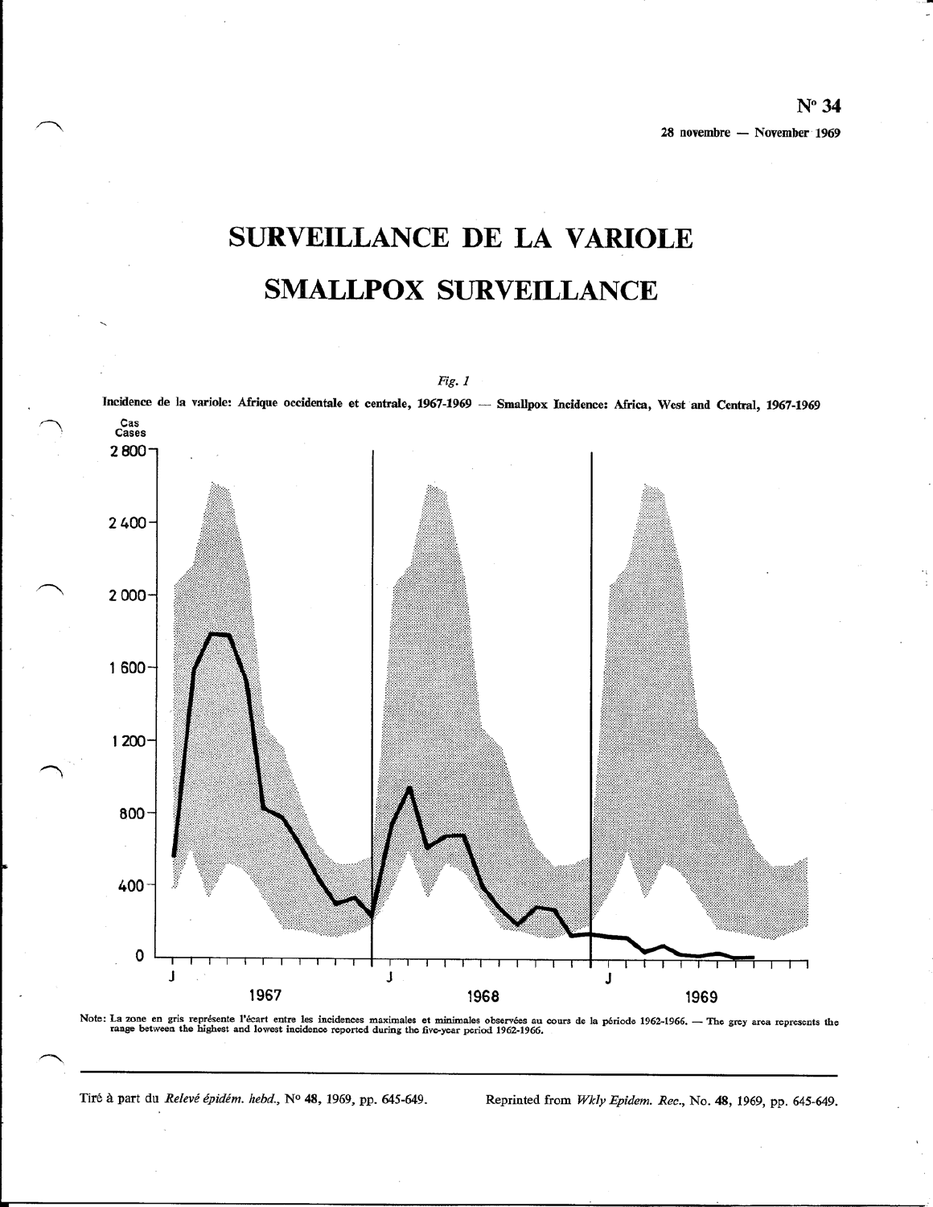N° 34

28 novembre — November 1969

# SURVEILLANCE DE LA VARIOLE

# SMALLPOX SURVEILLANCE

*Fig. 1*

**Incidence de la variole: Afrique occidentale et centrale, 1967-1969 — Smallpox Incidence: Africa, West and Central, 1967-1969**

Note: La zone en gris représente l'écart entre les incidences maximales et minimales observées au cours de la période 1962-1966. — The grey area represents the range between the highest and lowest incidence reported during the five-year period 1962-1966.

Tiré à part du *Relevé épidém. hebd.*, N° 48, 1969, pp. 645-649. Reprinted from *Wkly Epidem. Rec.*, No. 48, 1969, pp. 645-649.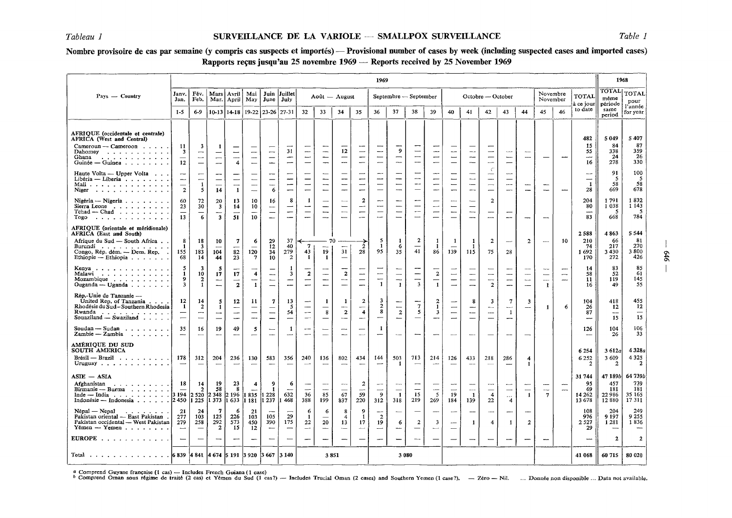*Tableau 1*

## SURVEILLANCE DE LA VARIOLE — SMALLPOX SURVEILLANCE

*Table 1*

**Nombre provisoire de cas par semaine (y compris cas suspects et importés) — Provisional number of cases by week (including suspected cases and imported cases)**
**Rapports reçus jusqu'au 25 novembre 1969 — Reports received by 25 November 1969**

| Pays — Country | 1969 | | | | | | | | | | | | | | | | | | | | | | | 1968 | |
|---|---|---|---|---|---|---|---|---|---|---|---|---|---|---|---|---|---|---|---|---|---|---|---|---|---|
| | Janv. Jan. | Fév. Feb. | Mars Mar. | Avril April | Mai May | Juin June | Juillet July | Août — August | | | | Septembre — September | | | | Octobre — October | | | | | Novembre November | | TOTAL à ce jour to date | TOTAL même période same period | TOTAL pour l'année for year |
| | 1-5 | 6-9 | 10-13 | 14-18 | 19-22 | 23-26 | 27-31 | 32 | 33 | 34 | 35 | 36 | 37 | 38 | 39 | 40 | 41 | 42 | 43 | 44 | 45 | 46 | | | |
| **AFRIQUE (occidentale et centrale) AFRICA (West and Central)** | | | | | | | | | | | | | | | | | | | | | | | 482 | 5 049 | 5 407 |
| Cameroun — Cameroon | 11 | 3 | 1 | — | — | — | — | — | — | — | — | — | — | — | — | — | — | — | ... | | | | 15 | 84 | 87 |
| Dahomey | 3 | — | — | — | — | — | 31 | — | — | 12 | — | — | 9 | — | — | — | — | — | ... | — | — | — | 55 | 338 | 359 |
| Ghana | — | ... | — | — | — | — | — | — | — | — | — | — | — | — | — | — | ... | — | ... | | | | — | 24 | 26 |
| Guinée — Guinea | 12 | — | — | 4 | — | — | — | — | — | — | — | — | — | — | — | — | — | — | — | | | | 16 | 278 | 330 |
| Haute Volta — Upper Volta | — | — | — | — | — | — | — | — | — | — | — | — | — | — | — | — | — | — | ... | | | | — | 91 | 100 |
| Libéria — Liberia | — | — | — | — | — | — | — | — | — | — | — | — | — | — | — | — | — | — | — | | | | — | 5 | 5 |
| Mali | — | 1 | — | — | — | — | — | — | — | — | — | — | — | — | — | — | — | — | — | | | | 1 | 58 | 58 |
| Niger | 2 | 5 | 14 | 1 | — | 6 | — | — | — | — | — | — | — | — | — | — | — | — | — | — | — | — | 28 | 669 | 678 |
| Nigéria — Nigeria | 60 | 72 | 20 | 13 | 10 | 16 | 8 | 1 | — | — | 2 | — | — | — | — | — | — | 2 | | | | | 204 | 1 791 | 1 832 |
| Sierra Leone | 23 | 30 | 3 | 14 | 10 | — | — | — | — | — | — | — | — | — | — | — | — | | | | | | 80 | 1 038 | 1 143 |
| Tchad — Chad | — | — | — | — | — | — | — | — | — | — | — | — | — | — | — | — | — | — | — | | | | — | 5 | 5 |
| Togo | 13 | 6 | 3 | 51 | 10 | — | — | — | — | — | — | — | — | — | — | — | — | — | — | — | — | | 83 | 668 | 784 |
| **AFRIQUE (orientale et méridionale) AFRICA (East and South)** | | | | | | | | | | | | | | | | | | | | | | | 2 588 | 4 863 | 5 544 |
| Afrique du Sud — South Africa | 8 | 18 | 10 | 7 | 6 | 29 | 37 | ← 70 → | | | | 5 | 1 | 2 | 1 | 1 | 1 | 2 | — | 2 | — | 10 | 210 | 66 | 81 |
| Burundi | 1 | 3 | — | — | — | 12 | 40 | 7 | — | — | 2 | 1 | 6 | — | 1 | — | 1 | | | | | | 74 | 217 | 270 |
| Congo, Rép. dém. — Dem. Rep. | 155 | 183 | 104 | 82 | 120 | 34 | 279 | 43 | 19 | 31 | 28 | 95 | 35 | 41 | 86 | 139 | 115 | 75 | 28 | | | | 1 692 | 3 430 | 3 800 |
| Ethiopie — Ethiopia | 68 | 14 | 44 | 23 | 7 | 10 | 2 | 1 | 1 | — | | | | | | | | | | | | | 170 | 272 | 426 |
| Kenya | 5 | 3 | 5 | — | — | — | 1 | — | — | — | — | — | — | — | — | — | — | — | — | — | — | — | 14 | 83 | 85 |
| Malawi | 1 | 10 | 17 | 17 | 4 | — | 3 | 2 | — | 2 | — | — | — | — | 2 | — | — | — | — | — | — | — | 58 | 52 | 61 |
| Mozambique | 9 | 2 | — | — | — | — | — | — | — | — | — | — | — | — | — | — | — | — | — | — | — | | 11 | 119 | 145 |
| Ouganda — Uganda | 3 | 1 | — | 2 | 1 | — | — | — | — | — | — | 1 | 1 | 3 | 1 | — | — | 2 | — | — | 1 | | 16 | 49 | 55 |
| Rép.-Unie de Tanzanie — United Rep. of Tanzania | 12 | 14 | 5 | 12 | 11 | 7 | 13 | — | 1 | 1 | 2 | 3 | — | — | 2 | — | 8 | 3 | 7 | 3 | | | 104 | 418 | 455 |
| Rhodésie du Sud — Southern Rhodesia | 1 | 2 | 1 | — | — | — | 5 | — | — | — | — | 2 | — | 7 | 1 | — | — | — | — | — | 1 | 6 | 26 | 12 | 12 |
| Rwanda | — | — | — | — | — | — | 54 | — | 8 | 2 | 4 | 8 | 2 | 5 | 3 | — | — | — | 1 | | | | 87 | — | — |
| Souaziland — Swaziland | — | — | — | — | — | — | — | — | — | — | — | — | — | — | — | — | — | — | — | | | | — | 15 | 15 |
| Soudan — Sudan | 35 | 16 | 19 | 49 | 5 | — | 1 | — | — | — | — | 1 | | | | | | | | | | | 126 | 104 | 106 |
| Zambie — Zambia | — | | | | | | | | | | | | | | | | | | | | | | — | 26 | 33 |
| **AMÉRIQUE DU SUD SOUTH AMERICA** | | | | | | | | | | | | | | | | | | | | | | | 6 254 | 3 612[a] | 4 328[a] |
| Brésil — Brazil | 178 | 312 | 204 | 236 | 130 | 583 | 356 | 240 | 136 | 802 | 434 | 144 | 503 | 713 | 214 | 126 | 433 | 218 | 286 | 4 | | | 6 252 | 3 609 | 4 325 |
| Uruguay | — | — | — | — | — | — | — | — | — | — | — | — | 1 | — | — | — | — | — | — | 1 | | | 2 | 2 | 2 |
| **ASIE — ASIA** | | | | | | | | | | | | | | | | | | | | | | | 31 744 | 47 189[b] | 64 739[b] |
| Afghanistan | 18 | 14 | 19 | 23 | 4 | 9 | 6 | — | — | — | 2 | — | — | — | — | — | — | — | — | — | — | — | 95 | 457 | 739 |
| Birmanie — Burma | — | 2 | 58 | 8 | — | 1 | — | — | — | — | — | — | — | — | — | — | — | — | — | — | — | — | 69 | 181 | 181 |
| Inde — India | 3 194 | 2 520 | 2 348 | 2 196 | 1 835 | 1 228 | 632 | 36 | 85 | 67 | 59 | 9 | 1 | 15 | 5 | 19 | 1 | 4 | ... | 1 | 7 | | 14 262 | 22 986 | 35 165 |
| Indonésie — Indonesia | 2 450 | 1 225 | 1 373 | 1 633 | 1 181 | 1 237 | 1 468 | 388 | 199 | 837 | 220 | 312 | 318 | 219 | 269 | 184 | 139 | 22 | 4 | | | | 13 678 | 12 880 | 17 311 |
| Népal — Nepal | 21 | 24 | 7 | 6 | 21 | — | — | 6 | 6 | 8 | 9 | — | — | — | — | — | — | — | — | — | | | 108 | 204 | 249 |
| Pakistan oriental — East Pakistan | 277 | 103 | 125 | 226 | 103 | 105 | 29 | 1 | — | 4 | 1 | 2 | — | — | — | — | — | — | — | — | | | 976 | 9 197 | 9 255 |
| Pakistan occidental — West Pakistan | 279 | 258 | 292 | 573 | 450 | 390 | 175 | 22 | 20 | 13 | 17 | 19 | 6 | 2 | 3 | — | 1 | 4 | 1 | 2 | | | 2 527 | 1 281 | 1 836 |
| Yémen — Yemen | — | — | 2 | 15 | 12 | — | — | — | — | — | — | — | — | — | — | — | | | | | | | 29 | — | — |
| **EUROPE** | — | — | — | — | — | — | — | — | — | — | — | — | — | — | — | — | — | — | — | — | — | | — | 2 | 2 |
| Total | 6 839 | 4 841 | 4 674 | 5 191 | 3 920 | 3 667 | 3 140 | 3 851 | | | | 3 080 | | | | | | | | | | | 41 068 | 60 715 | 80 020 |

[a] Comprend Guyane française (1 cas) — Includes French Guiana (1 case)
[b] Comprend Oman sous régime de traité (2 cas) et Yémen du Sud (1 cas?) — Includes Trucial Oman (2 cases) and Southern Yemen (1 case?). — Zéro — Nil. ... Donnée non disponible ... Data not available.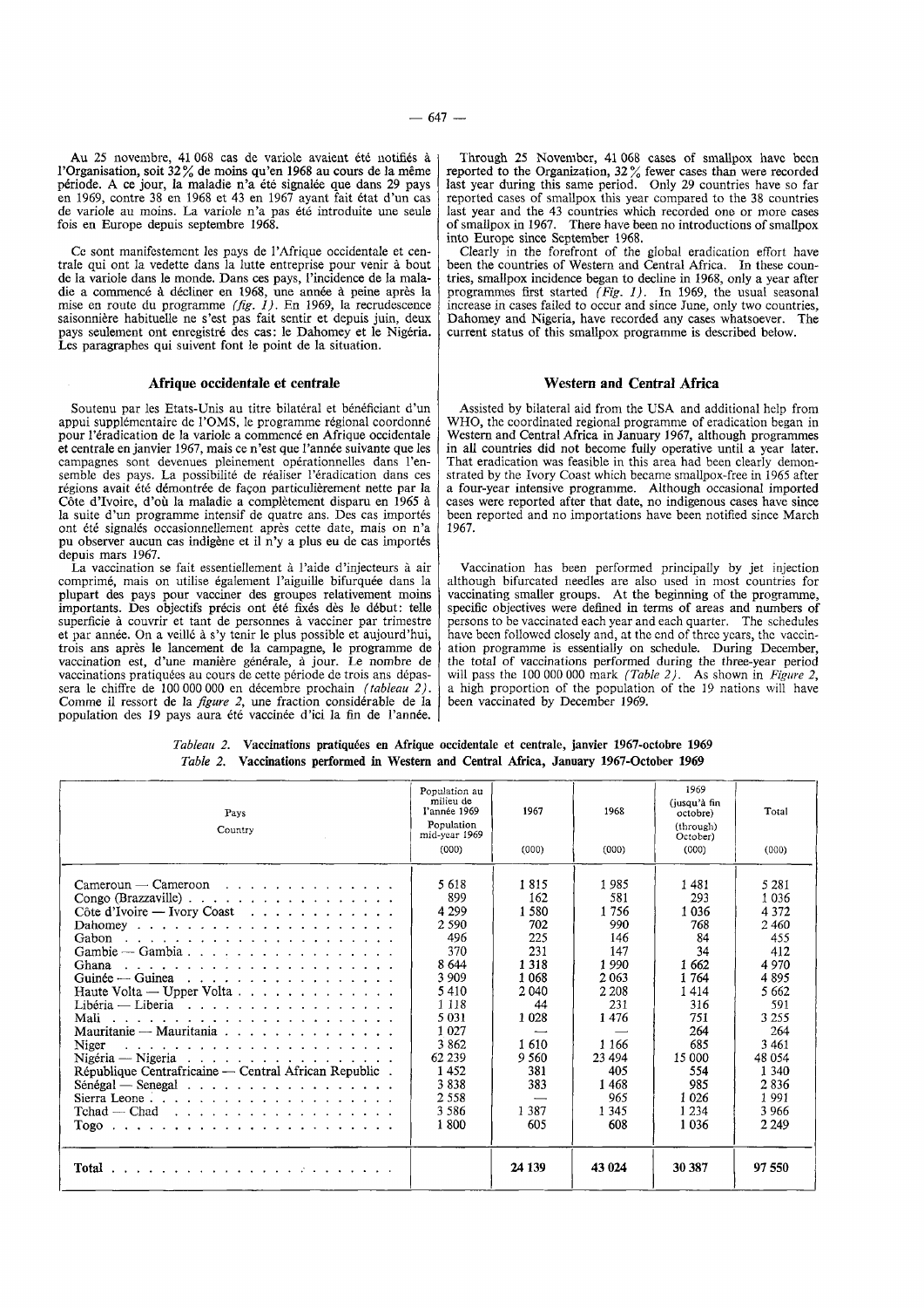Au 25 novembre, 41 068 cas de variole avaient été notifiés à l'Organisation, soit 32% de moins qu'en 1968 au cours de la même période. A ce jour, la maladie n'a été signalée que dans 29 pays en 1969, contre 38 en 1968 et 43 en 1967 ayant fait état d'un cas de variole au moins. La variole n'a pas été introduite une seule fois en Europe depuis septembre 1968.

Ce sont manifestement les pays de l'Afrique occidentale et centrale qui ont la vedette dans la lutte entreprise pour venir à bout de la variole dans le monde. Dans ces pays, l'incidence de la maladie a commencé à décliner en 1968, une année à peine après la mise en route du programme *(fig. 1)*. En 1969, la recrudescence saisonnière habituelle ne s'est pas fait sentir et depuis juin, deux pays seulement ont enregistré des cas: le Dahomey et le Nigéria. Les paragraphes qui suivent font le point de la situation.

## Afrique occidentale et centrale

Soutenu par les Etats-Unis au titre bilatéral et bénéficiant d'un appui supplémentaire de l'OMS, le programme régional coordonné pour l'éradication de la variole a commencé en Afrique occidentale et centrale en janvier 1967, mais ce n'est que l'année suivante que les campagnes sont devenues pleinement opérationnelles dans l'ensemble des pays. La possibilité de réaliser l'éradication dans ces régions avait été démontrée de façon particulièrement nette par la Côte d'Ivoire, d'où la maladie a complètement disparu en 1965 à la suite d'un programme intensif de quatre ans. Des cas importés ont été signalés occasionnellement après cette date, mais on n'a pu observer aucun cas indigène et il n'y a plus eu de cas importés depuis mars 1967.

La vaccination se fait essentiellement à l'aide d'injecteurs à air comprimé, mais on utilise également l'aiguille bifurquée dans la plupart des pays pour vacciner des groupes relativement moins importants. Des objectifs précis ont été fixés dès le début: telle superficie à couvrir et tant de personnes à vacciner par trimestre et par année. On a veillé à s'y tenir le plus possible et aujourd'hui, trois ans après le lancement de la campagne, le programme de vaccination est, d'une manière générale, à jour. Le nombre de vaccinations pratiquées au cours de cette période de trois ans dépassera le chiffre de 100 000 000 en décembre prochain *(tableau 2)*. Comme il ressort de la *figure 2*, une fraction considérable de la population des 19 pays aura été vaccinée d'ici la fin de l'année.

Through 25 November, 41 068 cases of smallpox have been reported to the Organization, 32% fewer cases than were recorded last year during this same period. Only 29 countries have so far reported cases of smallpox this year compared to the 38 countries last year and the 43 countries which recorded one or more cases of smallpox in 1967. There have been no introductions of smallpox into Europe since September 1968.

Clearly in the forefront of the global eradication effort have been the countries of Western and Central Africa. In these countries, smallpox incidence began to decline in 1968, only a year after programmes first started *(Fig. 1)*. In 1969, the usual seasonal increase in cases failed to occur and since June, only two countries, Dahomey and Nigeria, have recorded any cases whatsoever. The current status of this smallpox programme is described below.

## Western and Central Africa

Assisted by bilateral aid from the USA and additional help from WHO, the coordinated regional programme of eradication began in Western and Central Africa in January 1967, although programmes in all countries did not become fully operative until a year later. That eradication was feasible in this area had been clearly demonstrated by the Ivory Coast which became smallpox-free in 1965 after a four-year intensive programme. Although occasional imported cases were reported after that date, no indigenous cases have since been reported and no importations have been notified since March 1967.

Vaccination has been performed principally by jet injection although bifurcated needles are also used in most countries for vaccinating smaller groups. At the beginning of the programme, specific objectives were defined in terms of areas and numbers of persons to be vaccinated each year and each quarter. The schedules have been followed closely and, at the end of three years, the vaccination programme is essentially on schedule. During December, the total of vaccinations performed during the three-year period will pass the 100 000 000 mark *(Table 2)*. As shown in *Figure 2*, a high proportion of the population of the 19 nations will have been vaccinated by December 1969.

*Tableau 2.* **Vaccinations pratiquées en Afrique occidentale et centrale, janvier 1967-octobre 1969**
*Table 2.* **Vaccinations performed in Western and Central Africa, January 1967-October 1969**

| Pays / Country | Population au milieu de l'année 1969 / Population mid-year 1969 (000) | 1967 (000) | 1968 (000) | 1969 (jusqu'à fin octobre) / (through) October) (000) | Total (000) |
|---|---|---|---|---|---|
| Cameroun — Cameroon | 5 618 | 1 815 | 1 985 | 1 481 | 5 281 |
| Congo (Brazzaville) | 899 | 162 | 581 | 293 | 1 036 |
| Côte d'Ivoire — Ivory Coast | 4 299 | 1 580 | 1 756 | 1 036 | 4 372 |
| Dahomey | 2 590 | 702 | 990 | 768 | 2 460 |
| Gabon | 496 | 225 | 146 | 84 | 455 |
| Gambie — Gambia | 370 | 231 | 147 | 34 | 412 |
| Ghana | 8 644 | 1 318 | 1 990 | 1 662 | 4 970 |
| Guinée — Guinea | 3 909 | 1 068 | 2 063 | 1 764 | 4 895 |
| Haute Volta — Upper Volta | 5 410 | 2 040 | 2 208 | 1 414 | 5 662 |
| Libéria — Liberia | 1 118 | 44 | 231 | 316 | 591 |
| Mali | 5 031 | 1 028 | 1 476 | 751 | 3 255 |
| Mauritanie — Mauritania | 1 027 | — | — | 264 | 264 |
| Niger | 3 862 | 1 610 | 1 166 | 685 | 3 461 |
| Nigéria — Nigeria | 62 239 | 9 560 | 23 494 | 15 000 | 48 054 |
| République Centrafricaine — Central African Republic | 1 452 | 381 | 405 | 554 | 1 340 |
| Sénégal — Senegal | 3 838 | 383 | 1 468 | 985 | 2 836 |
| Sierra Leone | 2 558 | — | 965 | 1 026 | 1 991 |
| Tchad — Chad | 3 586 | 1 387 | 1 345 | 1 234 | 3 966 |
| Togo | 1 800 | 605 | 608 | 1 036 | 2 249 |
| **Total** | | **24 139** | **43 024** | **30 387** | **97 550** |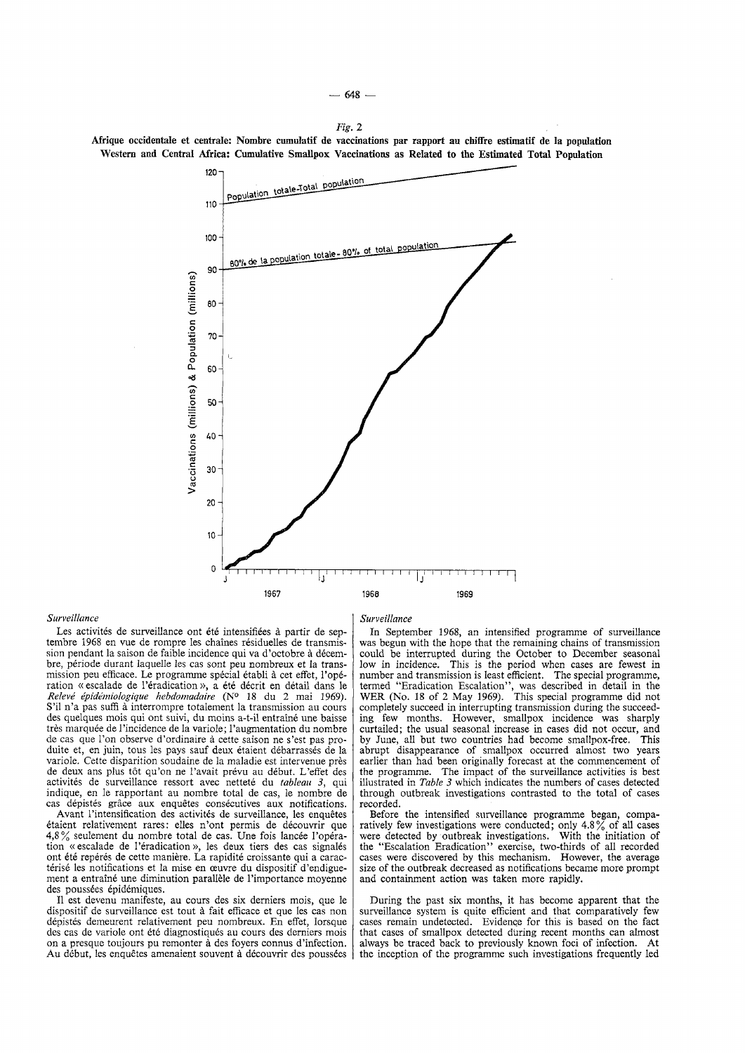*Fig. 2*

**Afrique occidentale et centrale: Nombre cumulatif de vaccinations par rapport au chiffre estimatif de la population**
**Western and Central Africa: Cumulative Smallpox Vaccinations as Related to the Estimated Total Population**

*Surveillance*

Les activités de surveillance ont été intensifiées à partir de septembre 1968 en vue de rompre les chaînes résiduelles de transmission pendant la saison de faible incidence qui va d'octobre à décembre, période durant laquelle les cas sont peu nombreux et la transmission peu efficace. Le programme spécial établi à cet effet, l'opération « escalade de l'éradication », a été décrit en détail dans le *Relevé épidémiologique hebdomadaire* (No 18 du 2 mai 1969). S'il n'a pas suffi à interrompre totalement la transmission au cours des quelques mois qui ont suivi, du moins a-t-il entraîné une baisse très marquée de l'incidence de la variole; l'augmentation du nombre de cas que l'on observe d'ordinaire à cette saison ne s'est pas produite et, en juin, tous les pays sauf deux étaient débarrassés de la variole. Cette disparition soudaine de la maladie est intervenue près de deux ans plus tôt qu'on ne l'avait prévu au début. L'effet des activités de surveillance ressort avec netteté du *tableau 3*, qui indique, en le rapportant au nombre total de cas, le nombre de cas dépistés grâce aux enquêtes consécutives aux notifications.

Avant l'intensification des activités de surveillance, les enquêtes étaient relativement rares: elles n'ont permis de découvrir que 4,8 % seulement du nombre total de cas. Une fois lancée l'opération « escalade de l'éradication », les deux tiers des cas signalés ont été repérés de cette manière. La rapidité croissante qui a caractérisé les notifications et la mise en œuvre du dispositif d'endiguement a entraîné une diminution parallèle de l'importance moyenne des poussées épidémiques.

Il est devenu manifeste, au cours des six derniers mois, que le dispositif de surveillance est tout à fait efficace et que les cas non dépistés demeurent relativement peu nombreux. En effet, lorsque des cas de variole ont été diagnostiqués au cours des derniers mois on a presque toujours pu remonter à des foyers connus d'infection. Au début, les enquêtes amenaient souvent à découvrir des poussées

*Surveillance*

In September 1968, an intensified programme of surveillance was begun with the hope that the remaining chains of transmission could be interrupted during the October to December seasonal low in incidence. This is the period when cases are fewest in number and transmission is least efficient. The special programme, termed "Eradication Escalation", was described in detail in the WER (No. 18 of 2 May 1969). This special programme did not completely succeed in interrupting transmission during the succeeding few months. However, smallpox incidence was sharply curtailed; the usual seasonal increase in cases did not occur, and by June, all but two countries had become smallpox-free. This abrupt disappearance of smallpox occurred almost two years earlier than had been originally forecast at the commencement of the programme. The impact of the surveillance activities is best illustrated in *Table 3* which indicates the numbers of cases detected through outbreak investigations contrasted to the total of cases recorded.

Before the intensified surveillance programme began, comparatively few investigations were conducted; only 4.8 % of all cases were detected by outbreak investigations. With the initiation of the "Escalation Eradication" exercise, two-thirds of all recorded cases were discovered by this mechanism. However, the average size of the outbreak decreased as notifications became more prompt and containment action was taken more rapidly.

During the past six months, it has become apparent that the surveillance system is quite efficient and that comparatively few cases remain undetected. Evidence for this is based on the fact that cases of smallpox detected during recent months can almost always be traced back to previously known foci of infection. At the inception of the programme such investigations frequently led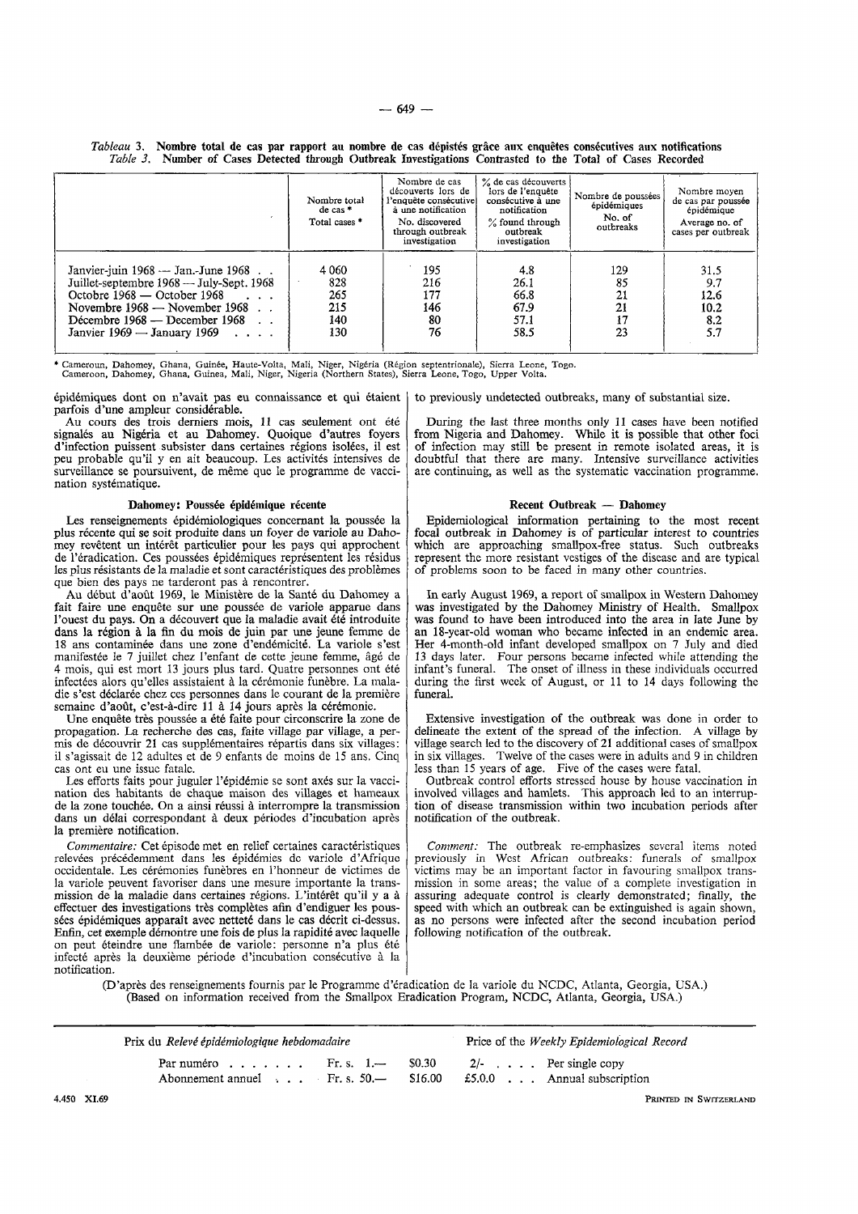*Tableau 3.* **Nombre total de cas par rapport au nombre de cas dépistés grâce aux enquêtes consécutives aux notifications**
*Table 3.* **Number of Cases Detected through Outbreak Investigations Contrasted to the Total of Cases Recorded**

| | Nombre total de cas * Total cases * | Nombre de cas découverts lors de l'enquête consécutive à une notification No. discovered through outbreak investigation | % de cas découverts lors de l'enquête consécutive à une notification % found through outbreak investigation | Nombre de poussées épidémiques No. of outbreaks | Nombre moyen de cas par poussée épidémique Average no. of cases per outbreak |
|---|---|---|---|---|---|
| Janvier-juin 1968 — Jan.-June 1968 | 4 060 | 195 | 4.8 | 129 | 31.5 |
| Juillet-septembre 1968 — July-Sept. 1968 | 828 | 216 | 26.1 | 85 | 9.7 |
| Octobre 1968 — October 1968 | 265 | 177 | 66.8 | 21 | 12.6 |
| Novembre 1968 — November 1968 | 215 | 146 | 67.9 | 21 | 10.2 |
| Décembre 1968 — December 1968 | 140 | 80 | 57.1 | 17 | 8.2 |
| Janvier 1969 — January 1969 | 130 | 76 | 58.5 | 23 | 5.7 |

\* Cameroun, Dahomey, Ghana, Guinée, Haute-Volta, Mali, Niger, Nigéria (Région septentrionale), Sierra Leone, Togo.
Cameroon, Dahomey, Ghana, Guinea, Mali, Niger, Nigeria (Northern States), Sierra Leone, Togo, Upper Volta.

épidémiques dont on n'avait pas eu connaissance et qui étaient parfois d'une ampleur considérable.

Au cours des trois derniers mois, 11 cas seulement ont été signalés au Nigéria et au Dahomey. Quoique d'autres foyers d'infection puissent subsister dans certaines régions isolées, il est peu probable qu'il y en ait beaucoup. Les activités intensives de surveillance se poursuivent, de même que le programme de vaccination systématique.

### Dahomey: Poussée épidémique récente

Les renseignements épidémiologiques concernant la poussée la plus récente qui se soit produite dans un foyer de variole au Dahomey revêtent un intérêt particulier pour les pays qui approchent de l'éradication. Ces poussées épidémiques représentent les résidus les plus résistants de la maladie et sont caractéristiques des problèmes que bien des pays ne tarderont pas à rencontrer.

Au début d'août 1969, le Ministère de la Santé du Dahomey a fait faire une enquête sur une poussée de variole apparue dans l'ouest du pays. On a découvert que la maladie avait été introduite dans la région à la fin du mois de juin par une jeune femme de 18 ans contaminée dans une zone d'endémicité. La variole s'est manifestée le 7 juillet chez l'enfant de cette jeune femme, âgé de 4 mois, qui est mort 13 jours plus tard. Quatre personnes ont été infectées alors qu'elles assistaient à la cérémonie funèbre. La maladie s'est déclarée chez ces personnes dans le courant de la première semaine d'août, c'est-à-dire 11 à 14 jours après la cérémonie.

Une enquête très poussée a été faite pour circonscrire la zone de propagation. La recherche des cas, faite village par village, a permis de découvrir 21 cas supplémentaires répartis dans six villages: il s'agissait de 12 adultes et de 9 enfants de moins de 15 ans. Cinq cas ont eu une issue fatale.

Les efforts faits pour juguler l'épidémie se sont axés sur la vaccination des habitants de chaque maison des villages et hameaux de la zone touchée. On a ainsi réussi à interrompre la transmission dans un délai correspondant à deux périodes d'incubation après la première notification.

*Commentaire:* Cet épisode met en relief certaines caractéristiques relevées précédemment dans les épidémies de variole d'Afrique occidentale. Les cérémonies funèbres en l'honneur de victimes de la variole peuvent favoriser dans une mesure importante la transmission de la maladie dans certaines régions. L'intérêt qu'il y a à effectuer des investigations très complètes afin d'endiguer les poussées épidémiques apparaît avec netteté dans le cas décrit ci-dessus. Enfin, cet exemple démontre une fois de plus la rapidité avec laquelle on peut éteindre une flambée de variole: personne n'a plus été infecté après la deuxième période d'incubation consécutive à la notification.

to previously undetected outbreaks, many of substantial size.

During the last three months only 11 cases have been notified from Nigeria and Dahomey. While it is possible that other foci of infection may still be present in remote isolated areas, it is doubtful that there are many. Intensive surveillance activities are continuing, as well as the systematic vaccination programme.

### Recent Outbreak — Dahomey

Epidemiological information pertaining to the most recent focal outbreak in Dahomey is of particular interest to countries which are approaching smallpox-free status. Such outbreaks represent the more resistant vestiges of the disease and are typical of problems soon to be faced in many other countries.

In early August 1969, a report of smallpox in Western Dahomey was investigated by the Dahomey Ministry of Health. Smallpox was found to have been introduced into the area in late June by an 18-year-old woman who became infected in an endemic area. Her 4-month-old infant developed smallpox on 7 July and died 13 days later. Four persons became infected while attending the infant's funeral. The onset of illness in these individuals occurred during the first week of August, or 11 to 14 days following the funeral.

Extensive investigation of the outbreak was done in order to delineate the extent of the spread of the infection. A village by village search led to the discovery of 21 additional cases of smallpox in six villages. Twelve of the cases were in adults and 9 in children less than 15 years of age. Five of the cases were fatal.

Outbreak control efforts stressed house by house vaccination in involved villages and hamlets. This approach led to an interruption of disease transmission within two incubation periods after notification of the outbreak.

*Comment:* The outbreak re-emphasizes several items noted previously in West African outbreaks: funerals of smallpox victims may be an important factor in favouring smallpox transmission in some areas; the value of a complete investigation in assuring adequate control is clearly demonstrated; finally, the speed with which an outbreak can be extinguished is again shown, as no persons were infected after the second incubation period following notification of the outbreak.

(D'après des renseignements fournis par le Programme d'éradication de la variole du NCDC, Atlanta, Georgia, USA.)
(Based on information received from the Smallpox Eradication Program, NCDC, Atlanta, Georgia, USA.)

| Prix du *Relevé épidémiologique hebdomadaire* | | | Price of the *Weekly Epidemiological Record* | |
|---|---|---|---|---|
| Par numéro | Fr. s. 1.— | $0.30 | 2/- | Per single copy |
| Abonnement annuel | Fr. s. 50.— | $16.00 | £5.0.0 | Annual subscription |

4.450 XI.69

PRINTED IN SWITZERLAND